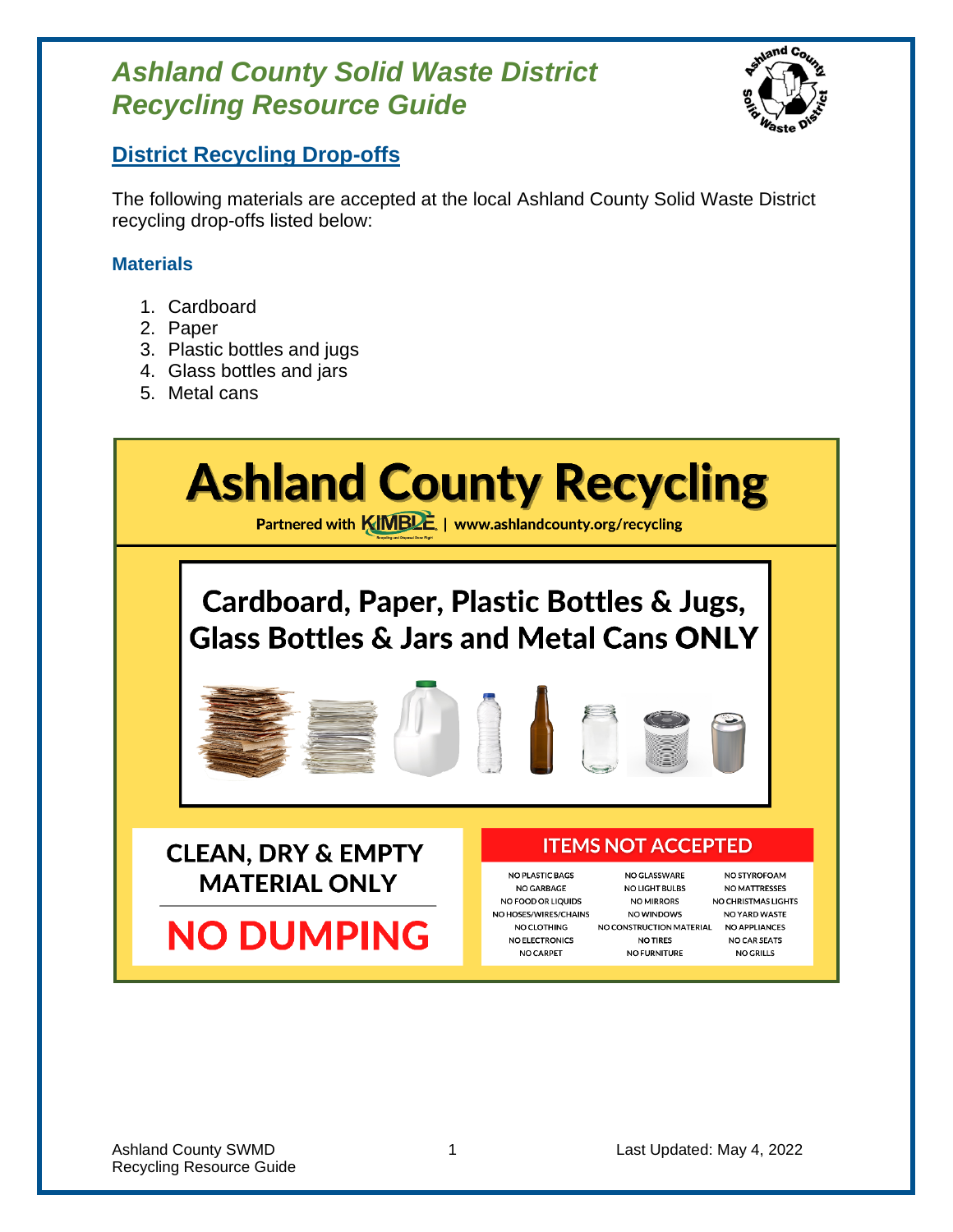# Ashland County Solid Waste District Recycling Resource Guide

## District Recycling Drop-offs

The following materials are accepted at the local Ashland County Solid Waste District recycling drop-offs listed below:

### Materials

1. Cardboard
2. Paper
3. Plastic bottles and jugs
4. Glass bottles and jars
5. Metal cans

## Ashland County Recycling

Partnered with KIMBLE | www.ashlandcounty.org/recycling

**Cardboard, Paper, Plastic Bottles & Jugs, Glass Bottles & Jars and Metal Cans ONLY**

**CLEAN, DRY & EMPTY MATERIAL ONLY**

**NO DUMPING**

### ITEMS NOT ACCEPTED

| | | |
|---|---|---|
| NO PLASTIC BAGS | NO GLASSWARE | NO STYROFOAM |
| NO GARBAGE | NO LIGHT BULBS | NO MATTRESSES |
| NO FOOD OR LIQUIDS | NO MIRRORS | NO CHRISTMAS LIGHTS |
| NO HOSES/WIRES/CHAINS | NO WINDOWS | NO YARD WASTE |
| NO CLOTHING | NO CONSTRUCTION MATERIAL | NO APPLIANCES |
| NO ELECTRONICS | NO TIRES | NO CAR SEATS |
| NO CARPET | NO FURNITURE | NO GRILLS |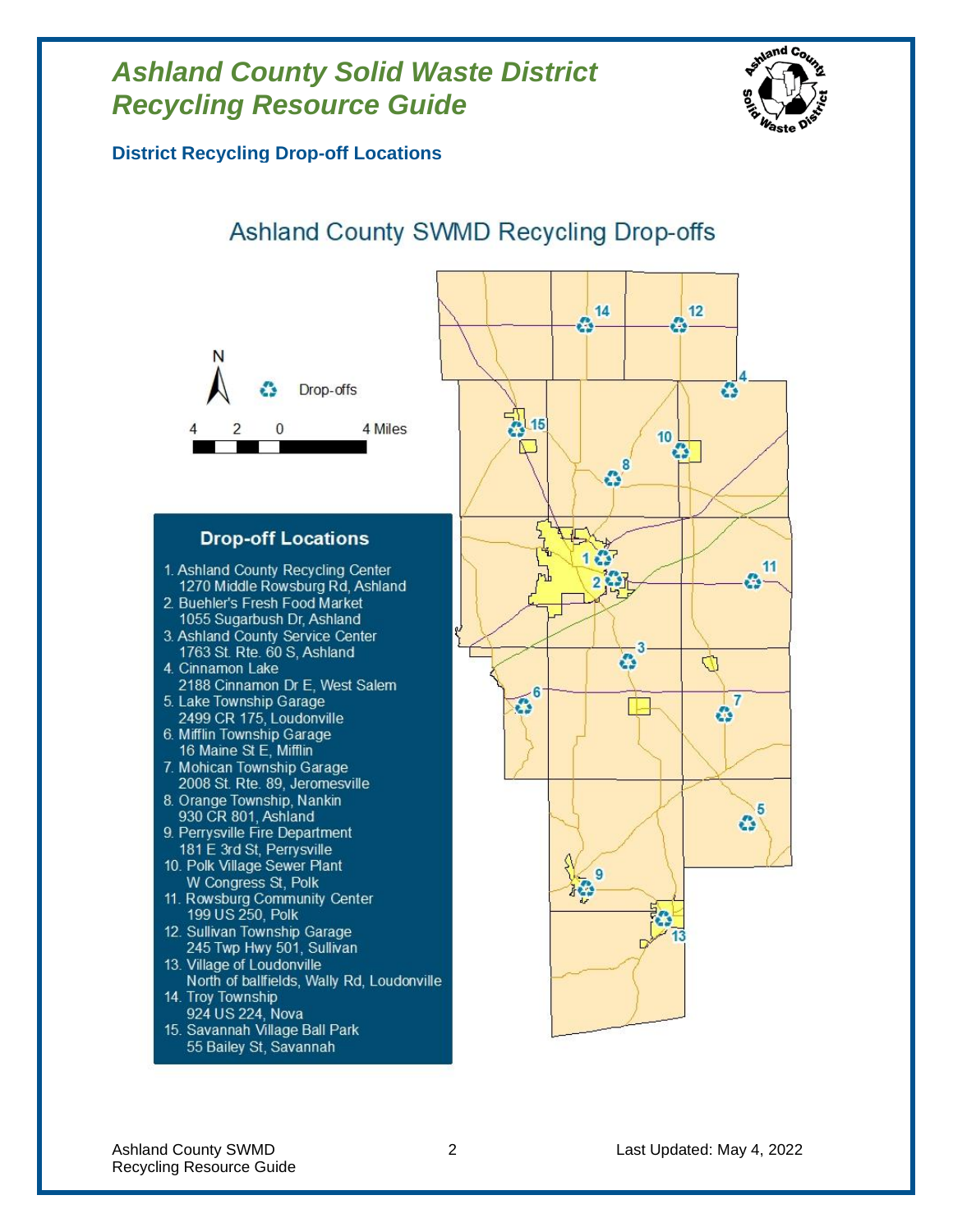# *Ashland County Solid Waste District Recycling Resource Guide*

### District Recycling Drop-off Locations

## Ashland County SWMD Recycling Drop-offs

Drop-offs

4 2 0 4 Miles

### Drop-off Locations

1. Ashland County Recycling Center
   1270 Middle Rowsburg Rd, Ashland
2. Buehler's Fresh Food Market
   1055 Sugarbush Dr, Ashland
3. Ashland County Service Center
   1763 St. Rte. 60 S, Ashland
4. Cinnamon Lake
   2188 Cinnamon Dr E, West Salem
5. Lake Township Garage
   2499 CR 175, Loudonville
6. Mifflin Township Garage
   16 Maine St E, Mifflin
7. Mohican Township Garage
   2008 St. Rte. 89, Jeromesville
8. Orange Township, Nankin
   930 CR 801, Ashland
9. Perrysville Fire Department
   181 E 3rd St, Perrysville
10. Polk Village Sewer Plant
    W Congress St, Polk
11. Rowsburg Community Center
    199 US 250, Polk
12. Sullivan Township Garage
    245 Twp Hwy 501, Sullivan
13. Village of Loudonville
    North of ballfields, Wally Rd, Loudonville
14. Troy Township
    924 US 224, Nova
15. Savannah Village Ball Park
    55 Bailey St, Savannah

Last Updated: May 4, 2022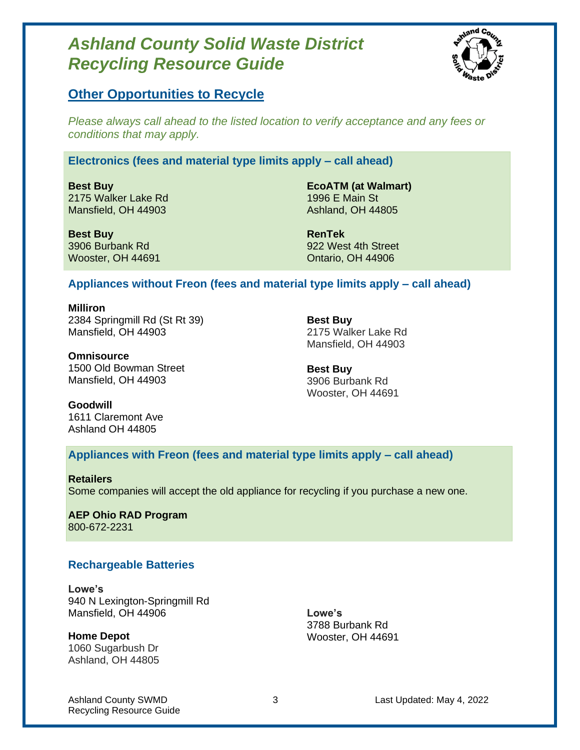# Ashland County Solid Waste District Recycling Resource Guide

## Other Opportunities to Recycle

*Please always call ahead to the listed location to verify acceptance and any fees or conditions that may apply.*

### Electronics (fees and material type limits apply – call ahead)

**Best Buy**
2175 Walker Lake Rd
Mansfield, OH 44903

**Best Buy**
3906 Burbank Rd
Wooster, OH 44691

**EcoATM (at Walmart)**
1996 E Main St
Ashland, OH 44805

**RenTek**
922 West 4th Street
Ontario, OH 44906

### Appliances without Freon (fees and material type limits apply – call ahead)

**Milliron**
2384 Springmill Rd (St Rt 39)
Mansfield, OH 44903

**Omnisource**
1500 Old Bowman Street
Mansfield, OH 44903

**Goodwill**
1611 Claremont Ave
Ashland OH 44805

**Best Buy**
2175 Walker Lake Rd
Mansfield, OH 44903

**Best Buy**
3906 Burbank Rd
Wooster, OH 44691

### Appliances with Freon (fees and material type limits apply – call ahead)

**Retailers**
Some companies will accept the old appliance for recycling if you purchase a new one.

**AEP Ohio RAD Program**
800-672-2231

### Rechargeable Batteries

**Lowe's**
940 N Lexington-Springmill Rd
Mansfield, OH 44906

**Home Depot**
1060 Sugarbush Dr
Ashland, OH 44805

**Lowe's**
3788 Burbank Rd
Wooster, OH 44691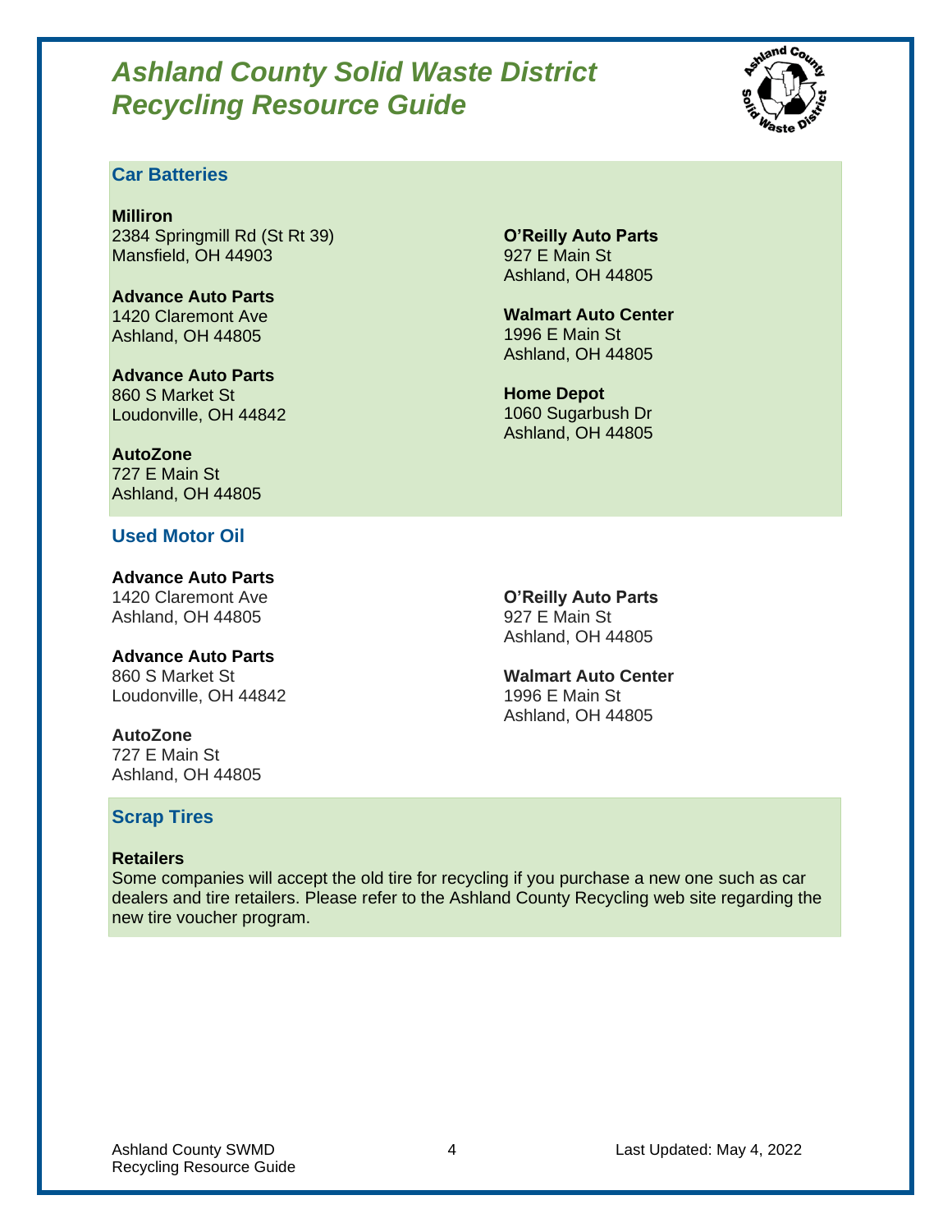# *Ashland County Solid Waste District Recycling Resource Guide*

## Car Batteries

**Milliron**
2384 Springmill Rd (St Rt 39)
Mansfield, OH 44903

**Advance Auto Parts**
1420 Claremont Ave
Ashland, OH 44805

**Advance Auto Parts**
860 S Market St
Loudonville, OH 44842

**AutoZone**
727 E Main St
Ashland, OH 44805

**O'Reilly Auto Parts**
927 E Main St
Ashland, OH 44805

**Walmart Auto Center**
1996 E Main St
Ashland, OH 44805

**Home Depot**
1060 Sugarbush Dr
Ashland, OH 44805

## Used Motor Oil

**Advance Auto Parts**
1420 Claremont Ave
Ashland, OH 44805

**Advance Auto Parts**
860 S Market St
Loudonville, OH 44842

**AutoZone**
727 E Main St
Ashland, OH 44805

**O'Reilly Auto Parts**
927 E Main St
Ashland, OH 44805

**Walmart Auto Center**
1996 E Main St
Ashland, OH 44805

## Scrap Tires

**Retailers**
Some companies will accept the old tire for recycling if you purchase a new one such as car dealers and tire retailers. Please refer to the Ashland County Recycling web site regarding the new tire voucher program.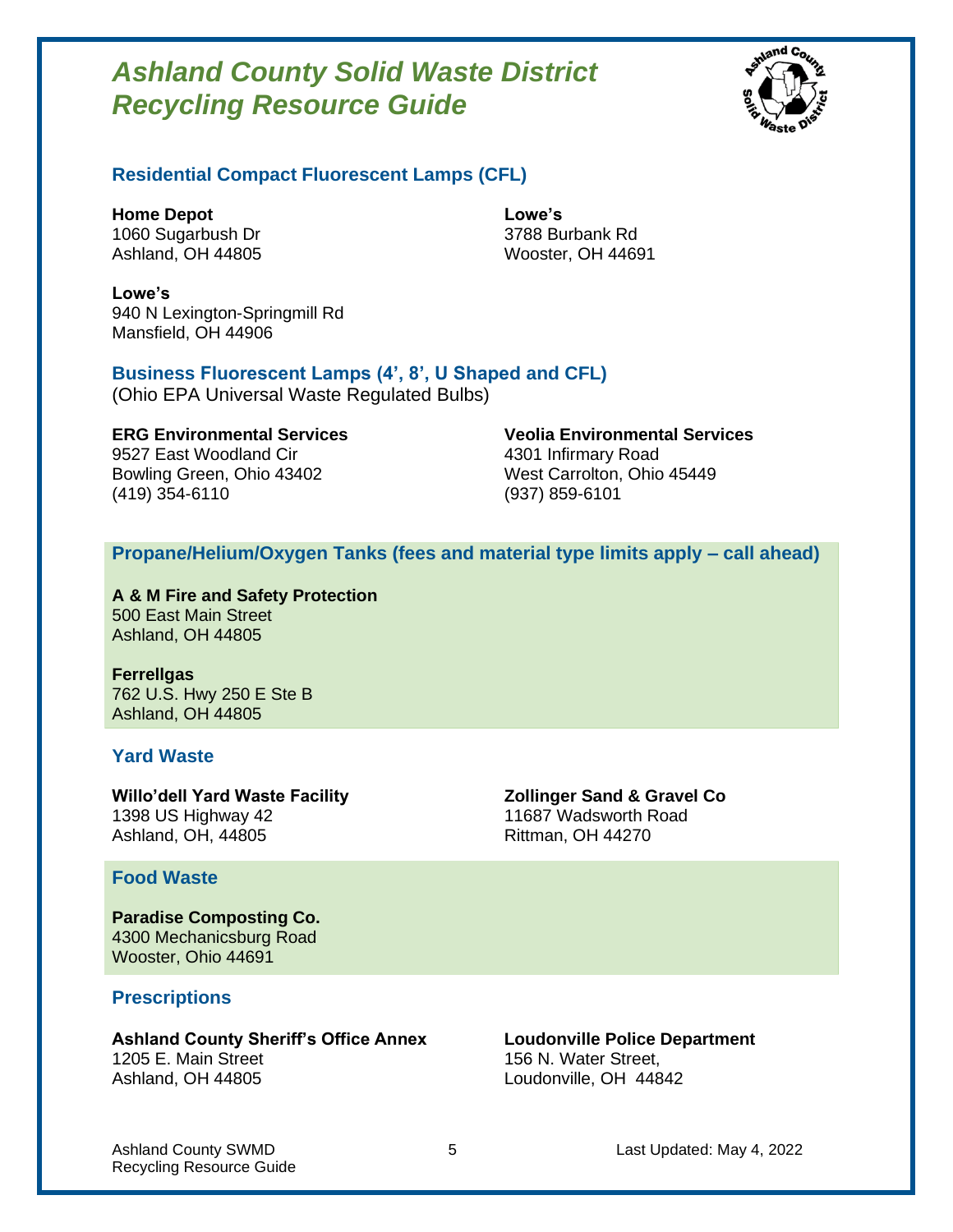# *Ashland County Solid Waste District Recycling Resource Guide*

## Residential Compact Fluorescent Lamps (CFL)

**Home Depot**
1060 Sugarbush Dr
Ashland, OH 44805

**Lowe's**
3788 Burbank Rd
Wooster, OH 44691

**Lowe's**
940 N Lexington-Springmill Rd
Mansfield, OH 44906

## Business Fluorescent Lamps (4', 8', U Shaped and CFL)

(Ohio EPA Universal Waste Regulated Bulbs)

**ERG Environmental Services**
9527 East Woodland Cir
Bowling Green, Ohio 43402
(419) 354-6110

**Veolia Environmental Services**
4301 Infirmary Road
West Carrolton, Ohio 45449
(937) 859-6101

## Propane/Helium/Oxygen Tanks (fees and material type limits apply – call ahead)

**A & M Fire and Safety Protection**
500 East Main Street
Ashland, OH 44805

**Ferrellgas**
762 U.S. Hwy 250 E Ste B
Ashland, OH 44805

## Yard Waste

**Willo'dell Yard Waste Facility**
1398 US Highway 42
Ashland, OH, 44805

**Zollinger Sand & Gravel Co**
11687 Wadsworth Road
Rittman, OH 44270

## Food Waste

**Paradise Composting Co.**
4300 Mechanicsburg Road
Wooster, Ohio 44691

## Prescriptions

**Ashland County Sheriff's Office Annex**
1205 E. Main Street
Ashland, OH 44805

**Loudonville Police Department**
156 N. Water Street,
Loudonville, OH 44842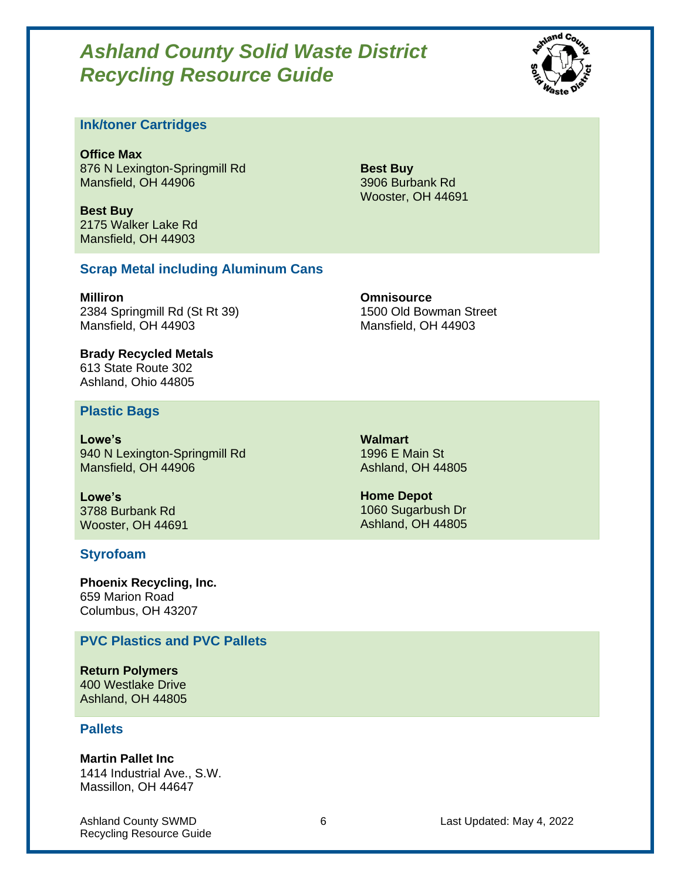# *Ashland County Solid Waste District Recycling Resource Guide*

## Ink/toner Cartridges

**Office Max**
876 N Lexington-Springmill Rd
Mansfield, OH 44906

**Best Buy**
2175 Walker Lake Rd
Mansfield, OH 44903

**Best Buy**
3906 Burbank Rd
Wooster, OH 44691

## Scrap Metal including Aluminum Cans

**Milliron**
2384 Springmill Rd (St Rt 39)
Mansfield, OH 44903

**Brady Recycled Metals**
613 State Route 302
Ashland, Ohio 44805

**Omnisource**
1500 Old Bowman Street
Mansfield, OH 44903

## Plastic Bags

**Lowe's**
940 N Lexington-Springmill Rd
Mansfield, OH 44906

**Lowe's**
3788 Burbank Rd
Wooster, OH 44691

**Walmart**
1996 E Main St
Ashland, OH 44805

**Home Depot**
1060 Sugarbush Dr
Ashland, OH 44805

## Styrofoam

**Phoenix Recycling, Inc.**
659 Marion Road
Columbus, OH 43207

## PVC Plastics and PVC Pallets

**Return Polymers**
400 Westlake Drive
Ashland, OH 44805

## Pallets

**Martin Pallet Inc**
1414 Industrial Ave., S.W.
Massillon, OH 44647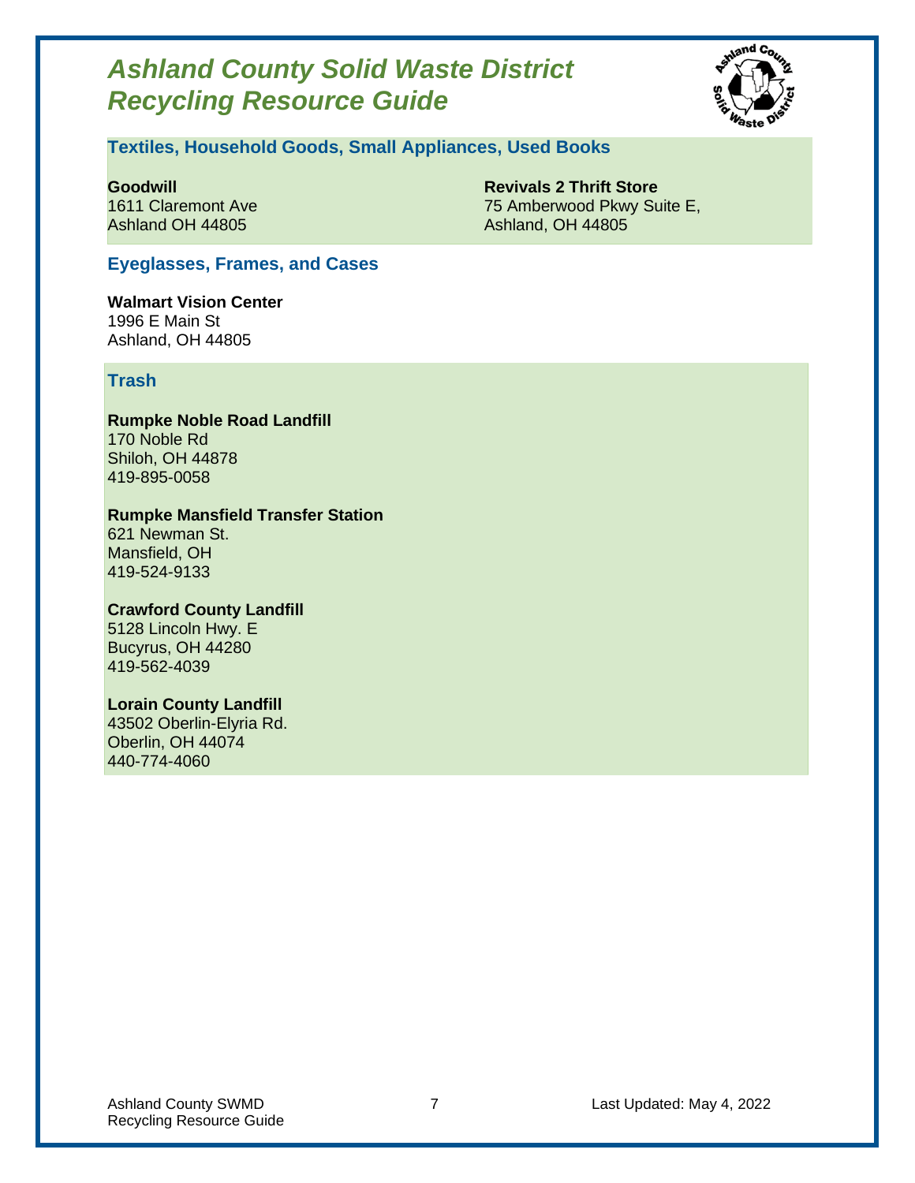# Ashland County Solid Waste District Recycling Resource Guide

## Textiles, Household Goods, Small Appliances, Used Books

**Goodwill**
1611 Claremont Ave
Ashland OH 44805

**Revivals 2 Thrift Store**
75 Amberwood Pkwy Suite E,
Ashland, OH 44805

## Eyeglasses, Frames, and Cases

**Walmart Vision Center**
1996 E Main St
Ashland, OH 44805

## Trash

**Rumpke Noble Road Landfill**
170 Noble Rd
Shiloh, OH 44878
419-895-0058

**Rumpke Mansfield Transfer Station**
621 Newman St.
Mansfield, OH
419-524-9133

**Crawford County Landfill**
5128 Lincoln Hwy. E
Bucyrus, OH 44280
419-562-4039

**Lorain County Landfill**
43502 Oberlin-Elyria Rd.
Oberlin, OH 44074
440-774-4060